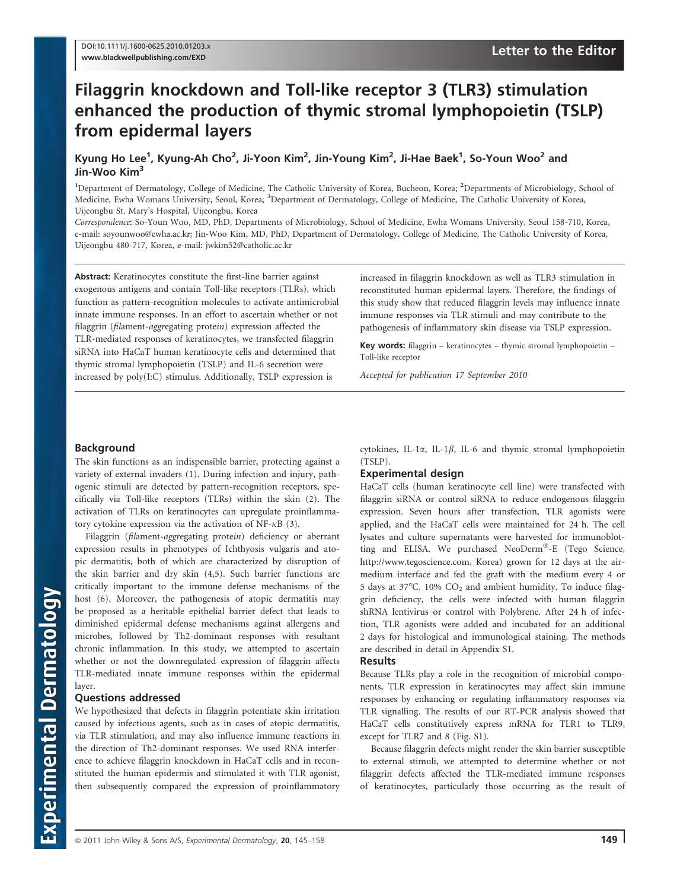# Filaggrin knockdown and Toll-like receptor 3 (TLR3) stimulation enhanced the production of thymic stromal lymphopoietin (TSLP) from epidermal layers

Kyung Ho Lee[1], Kyung-Ah Cho[2], Ji-Yoon Kim[2], Jin-Young Kim[2], Ji-Hae Baek[1], So-Youn Woo[2] and Jin-Woo Kim[3]

[1]Department of Dermatology, College of Medicine, The Catholic University of Korea, Bucheon, Korea; [2]Departments of Microbiology, School of Medicine, Ewha Womans University, Seoul, Korea; [3]Department of Dermatology, College of Medicine, The Catholic University of Korea, Uijeongbu St. Mary's Hospital, Uijeongbu, Korea

*Correspondence*: So-Youn Woo, MD, PhD, Departments of Microbiology, School of Medicine, Ewha Womans University, Seoul 158-710, Korea, e-mail: soyounwoo@ewha.ac.kr; Jin-Woo Kim, MD, PhD, Department of Dermatology, College of Medicine, The Catholic University of Korea, Uijeongbu 480-717, Korea, e-mail: jwkim52@catholic.ac.kr

**Abstract:** Keratinocytes constitute the first-line barrier against exogenous antigens and contain Toll-like receptors (TLRs), which function as pattern-recognition molecules to activate antimicrobial innate immune responses. In an effort to ascertain whether or not filaggrin (*fi*lament-*agg*regating prote*in*) expression affected the TLR-mediated responses of keratinocytes, we transfected filaggrin siRNA into HaCaT human keratinocyte cells and determined that thymic stromal lymphopoietin (TSLP) and IL-6 secretion were increased by poly(I:C) stimulus. Additionally, TSLP expression is increased in filaggrin knockdown as well as TLR3 stimulation in reconstituted human epidermal layers. Therefore, the findings of this study show that reduced filaggrin levels may influence innate immune responses via TLR stimuli and may contribute to the pathogenesis of inflammatory skin disease via TSLP expression.

**Key words:** filaggrin – keratinocytes – thymic stromal lymphopoietin – Toll-like receptor

*Accepted for publication 17 September 2010*

## Background

The skin functions as an indispensable barrier, protecting against a variety of external invaders (1). During infection and injury, pathogenic stimuli are detected by pattern-recognition receptors, specifically via Toll-like receptors (TLRs) within the skin (2). The activation of TLRs on keratinocytes can upregulate proinflammatory cytokine expression via the activation of NF-$\kappa$B (3).

Filaggrin (*fi*lament-*agg*regating prote*in*) deficiency or aberrant expression results in phenotypes of Ichthyosis vulgaris and atopic dermatitis, both of which are characterized by disruption of the skin barrier and dry skin (4,5). Such barrier functions are critically important to the immune defense mechanisms of the host (6). Moreover, the pathogenesis of atopic dermatitis may be proposed as a heritable epithelial barrier defect that leads to diminished epidermal defense mechanisms against allergens and microbes, followed by Th2-dominant responses with resultant chronic inflammation. In this study, we attempted to ascertain whether or not the downregulated expression of filaggrin affects TLR-mediated innate immune responses within the epidermal layer.

## Questions addressed

We hypothesized that defects in filaggrin potentiate skin irritation caused by infectious agents, such as in cases of atopic dermatitis, via TLR stimulation, and may also influence immune reactions in the direction of Th2-dominant responses. We used RNA interference to achieve filaggrin knockdown in HaCaT cells and in reconstituted the human epidermis and stimulated it with TLR agonist, then subsequently compared the expression of proinflammatory cytokines, IL-1$\alpha$, IL-1$\beta$, IL-6 and thymic stromal lymphopoietin (TSLP).

## Experimental design

HaCaT cells (human keratinocyte cell line) were transfected with filaggrin siRNA or control siRNA to reduce endogenous filaggrin expression. Seven hours after transfection, TLR agonists were applied, and the HaCaT cells were maintained for 24 h. The cell lysates and culture supernatants were harvested for immunoblotting and ELISA. We purchased NeoDerm®-E (Tego Science, http://www.tegoscience.com, Korea) grown for 12 days at the air-medium interface and fed the graft with the medium every 4 or 5 days at 37°C, 10% $CO_2$ and ambient humidity. To induce filaggrin deficiency, the cells were infected with human filaggrin shRNA lentivirus or control with Polybrene. After 24 h of infection, TLR agonists were added and incubated for an additional 2 days for histological and immunological staining. The methods are described in detail in Appendix S1.

## Results

Because TLRs play a role in the recognition of microbial components, TLR expression in keratinocytes may affect skin immune responses by enhancing or regulating inflammatory responses via TLR signalling. The results of our RT-PCR analysis showed that HaCaT cells constitutively express mRNA for TLR1 to TLR9, except for TLR7 and 8 (Fig. S1).

Because filaggrin defects might render the skin barrier susceptible to external stimuli, we attempted to determine whether or not filaggrin defects affected the TLR-mediated immune responses of keratinocytes, particularly those occurring as the result of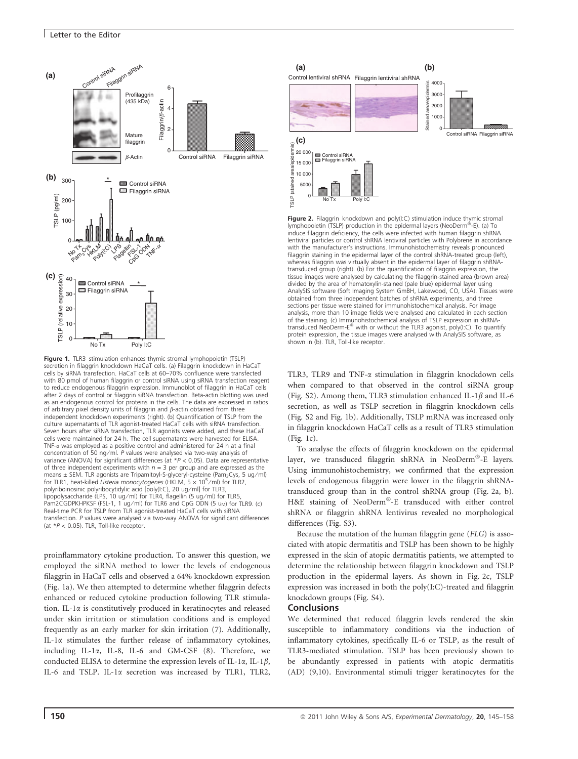**Figure 1.** TLR3 stimulation enhances thymic stromal lymphopoietin (TSLP) secretion in filaggrin knockdown HaCaT cells. (a) Filaggrin knockdown in HaCaT cells by siRNA transfection. HaCaT cells at 60–70% confluence were transfected with 80 pmol of human filaggrin or control siRNA using siRNA transfection reagent to reduce endogenous filaggrin expression. Immunoblot of filaggrin in HaCaT cells after 2 days of control or filaggrin siRNA transfection. Beta-actin blotting was used as an endogenous control for proteins in the cells. The data are expressed in ratios of arbitrary pixel density units of filaggrin and $\beta$-actin obtained from three independent knockdown experiments (right). (b) Quantification of TSLP from the culture supernatants of TLR agonist-treated HaCaT cells with siRNA transfection. Seven hours after siRNA transfection, TLR agonists were added, and these HaCaT cells were maintained for 24 h. The cell supernatants were harvested for ELISA. TNF-$\alpha$ was employed as a positive control and administered for 24 h at a final concentration of 50 ng/ml. *P* values were analysed via two-way analysis of variance (ANOVA) for significant differences (at $^*P < 0.05$). Data are representative of three independent experiments with $n = 3$ per group and are expressed as the means ± SEM. TLR agonists are Tripamitoyl-S-glyceryl-cysteine ($Pam_3Cys$, 5 ug/ml) for TLR1, heat-killed *Listeria monocytogenes* (HKLM, $5 \times 10^5$/ml) for TLR2, polyriboinosinic polyribocytidylic acid [poly(I:C), 20 ug/ml] for TLR3, lipopolysaccharide (LPS, 10 ug/ml) for TLR4, flagellin (5 ug/ml) for TLR5, Pam2CGDPKHPKSF (FSL-1, 1 ug/ml) for TLR6 and CpG ODN (5 uM) for TLR9. (c) Real-time PCR for TSLP from TLR agonist-treated HaCaT cells with siRNA transfection. *P* values were analysed via two-way ANOVA for significant differences (at $^*P < 0.05$). TLR, Toll-like receptor.

proinflammatory cytokine production. To answer this question, we employed the siRNA method to lower the levels of endogenous filaggrin in HaCaT cells and observed a 64% knockdown expression (Fig. 1a). We then attempted to determine whether filaggrin defects enhanced or reduced cytokine production following TLR stimulation. IL-1$\alpha$ is constitutively produced in keratinocytes and released under skin irritation or stimulation conditions and is employed frequently as an early marker for skin irritation (7). Additionally, IL-1$\alpha$ stimulates the further release of inflammatory cytokines, including IL-1$\alpha$, IL-8, IL-6 and GM-CSF (8). Therefore, we conducted ELISA to determine the expression levels of IL-1$\alpha$, IL-1$\beta$, IL-6 and TSLP. IL-1$\alpha$ secretion was increased by TLR1, TLR2,

**Figure 2.** Filaggrin knockdown and poly(I:C) stimulation induce thymic stromal lymphopoietin (TSLP) production in the epidermal layers (NeoDerm®-E). (a) To induce filaggrin deficiency, the cells were infected with human filaggrin shRNA lentiviral particles or control shRNA lentiviral particles with Polybrene in accordance with the manufacturer's instructions. Immunohistochemistry reveals pronounced filaggrin staining in the epidermal layer of the control shRNA-treated group (left), whereas filaggrin was virtually absent in the epidermal layer of filaggrin shRNA-transduced group (right). (b) For the quantification of filaggrin expression, the tissue images were analysed by calculating the filaggrin-stained area (brown area) divided by the area of hematoxylin-stained (pale blue) epidermal layer using AnalySIS software (Soft Imaging System GmBH, Lakewood, CO, USA). Tissues were obtained from three independent batches of shRNA experiments, and three sections per tissue were stained for immunohistochemical analysis. For image analysis, more than 10 image fields were analysed and calculated in each section of the staining. (c) Immunohistochemical analysis of TSLP expression in shRNA-transduced NeoDerm-E® with or without the TLR3 agonist, poly(I:C). To quantify protein expression, the tissue images were analysed with AnalySIS software, as shown in (b). TLR, Toll-like receptor.

TLR3, TLR9 and TNF-$\alpha$ stimulation in filaggrin knockdown cells when compared to that observed in the control siRNA group (Fig. S2). Among them, TLR3 stimulation enhanced IL-1$\beta$ and IL-6 secretion, as well as TSLP secretion in filaggrin knockdown cells (Fig. S2 and Fig. 1b). Additionally, TSLP mRNA was increased only in filaggrin knockdown HaCaT cells as a result of TLR3 stimulation (Fig. 1c).

To analyse the effects of filaggrin knockdown on the epidermal layer, we transduced filaggrin shRNA in NeoDerm®-E layers. Using immunohistochemistry, we confirmed that the expression levels of endogenous filaggrin were lower in the filaggrin shRNA-transduced group than in the control shRNA group (Fig. 2a, b). H&E staining of NeoDerm®-E transduced with either control shRNA or filaggrin shRNA lentivirus revealed no morphological differences (Fig. S3).

Because the mutation of the human filaggrin gene (*FLG*) is associated with atopic dermatitis and TSLP has been shown to be highly expressed in the skin of atopic dermatitis patients, we attempted to determine the relationship between filaggrin knockdown and TSLP production in the epidermal layers. As shown in Fig. 2c, TSLP expression was increased in both the poly(I:C)-treated and filaggrin knockdown groups (Fig. S4).

## Conclusions

We determined that reduced filaggrin levels rendered the skin susceptible to inflammatory conditions via the induction of inflammatory cytokines, specifically IL-6 or TSLP, as the result of TLR3-mediated stimulation. TSLP has been previously shown to be abundantly expressed in patients with atopic dermatitis (AD) (9,10). Environmental stimuli trigger keratinocytes for the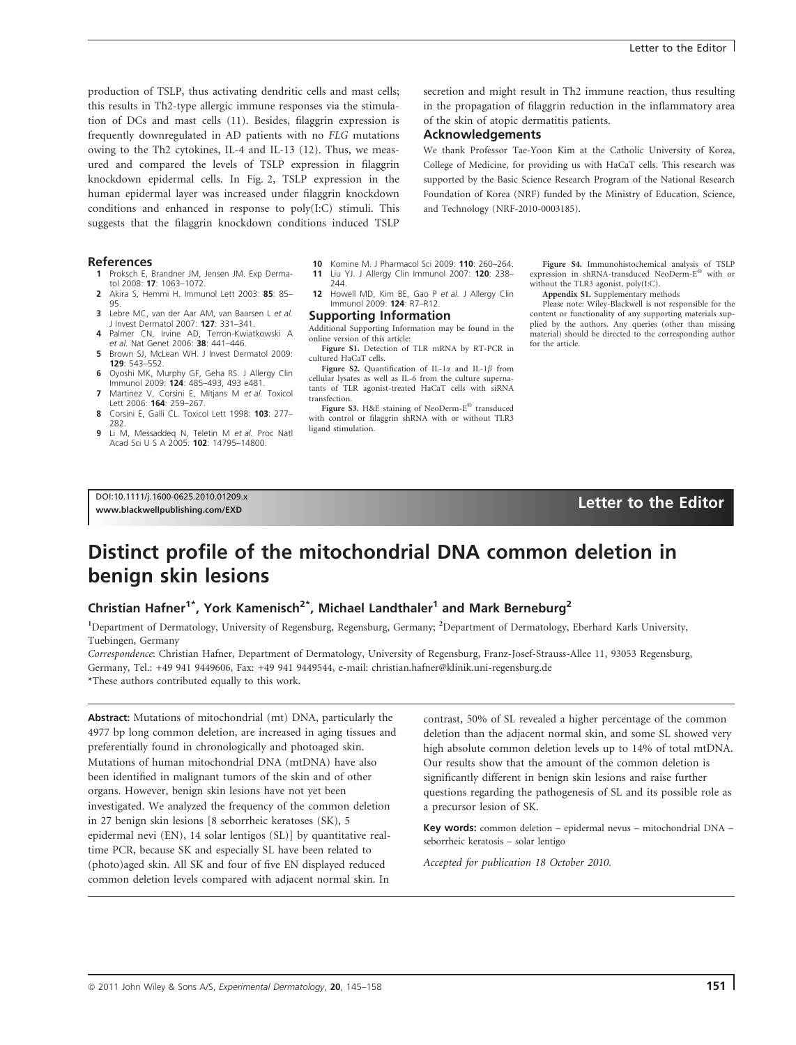production of TSLP, thus activating dendritic cells and mast cells; this results in Th2-type allergic immune responses via the stimulation of DCs and mast cells (11). Besides, filaggrin expression is frequently downregulated in AD patients with no *FLG* mutations owing to the Th2 cytokines, IL-4 and IL-13 (12). Thus, we measured and compared the levels of TSLP expression in filaggrin knockdown epidermal cells. In Fig. 2, TSLP expression in the human epidermal layer was increased under filaggrin knockdown conditions and enhanced in response to poly(I:C) stimuli. This suggests that the filaggrin knockdown conditions induced TSLP secretion and might result in Th2 immune reaction, thus resulting in the propagation of filaggrin reduction in the inflammatory area of the skin of atopic dermatitis patients.

## Acknowledgements

We thank Professor Tae-Yoon Kim at the Catholic University of Korea, College of Medicine, for providing us with HaCaT cells. This research was supported by the Basic Science Research Program of the National Research Foundation of Korea (NRF) funded by the Ministry of Education, Science, and Technology (NRF-2010-0003185).

## References

1. Proksch E, Brandner JM, Jensen JM. Exp Dermatol 2008: **17**: 1063–1072.
2. Akira S, Hemmi H. Immunol Lett 2003: **85**: 85–95.
3. Lebre MC, van der Aar AM, van Baarsen L *et al.* J Invest Dermatol 2007: **127**: 331–341.
4. Palmer CN, Irvine AD, Terron-Kwiatkowski A *et al.* Nat Genet 2006: **38**: 441–446.
5. Brown SJ, McLean WH. J Invest Dermatol 2009: **129**: 543–552.
6. Oyoshi MK, Murphy GF, Geha RS. J Allergy Clin Immunol 2009: **124**: 485–493, 493 e481.
7. Martinez V, Corsini E, Mitjans M *et al.* Toxicol Lett 2006: **164**: 259–267.
8. Corsini E, Galli CL. Toxicol Lett 1998: **103**: 277–282.
9. Li M, Messaddeq N, Teletin M *et al.* Proc Natl Acad Sci U S A 2005: **102**: 14795–14800.
10. Komine M. J Pharmacol Sci 2009: **110**: 260–264.
11. Liu YJ. J Allergy Clin Immunol 2007: **120**: 238–244.
12. Howell MD, Kim BE, Gao P *et al.* J Allergy Clin Immunol 2009: **124**: R7–R12.

## Supporting Information

Additional Supporting Information may be found in the online version of this article:

**Figure S1.** Detection of TLR mRNA by RT-PCR in cultured HaCaT cells.

**Figure S2.** Quantification of IL-1$\alpha$ and IL-1$\beta$ from cellular lysates as well as IL-6 from the culture supernatants of TLR agonist-treated HaCaT cells with siRNA transfection.

**Figure S3.** H&E staining of NeoDerm-E® transduced with control or filaggrin shRNA with or without TLR3 ligand stimulation.

**Figure S4.** Immunohistochemical analysis of TSLP expression in shRNA-transduced NeoDerm-E® with or without the TLR3 agonist, poly(I:C).

**Appendix S1.** Supplementary methods

Please note: Wiley-Blackwell is not responsible for the content or functionality of any supporting materials supplied by the authors. Any queries (other than missing material) should be directed to the corresponding author for the article.

DOI:10.1111/j.1600-0625.2010.01209.x
www.blackwellpublishing.com/EXD

Letter to the Editor

# Distinct profile of the mitochondrial DNA common deletion in benign skin lesions

**Christian Hafner[1*], York Kamenisch[2*], Michael Landthaler[1] and Mark Berneburg[2]**

[1]Department of Dermatology, University of Regensburg, Regensburg, Germany; [2]Department of Dermatology, Eberhard Karls University, Tuebingen, Germany

*Correspondence*: Christian Hafner, Department of Dermatology, University of Regensburg, Franz-Josef-Strauss-Allee 11, 93053 Regensburg, Germany, Tel.: +49 941 9449606, Fax: +49 941 9449544, e-mail: christian.hafner@klinik.uni-regensburg.de

*These authors contributed equally to this work.

**Abstract:** Mutations of mitochondrial (mt) DNA, particularly the 4977 bp long common deletion, are increased in aging tissues and preferentially found in chronologically and photoaged skin. Mutations of human mitochondrial DNA (mtDNA) have also been identified in malignant tumors of the skin and of other organs. However, benign skin lesions have not yet been investigated. We analyzed the frequency of the common deletion in 27 benign skin lesions [8 seborrheic keratoses (SK), 5 epidermal nevi (EN), 14 solar lentigos (SL)] by quantitative real-time PCR, because SK and especially SL have been related to (photo)aged skin. All SK and four of five EN displayed reduced common deletion levels compared with adjacent normal skin. In contrast, 50% of SL revealed a higher percentage of the common deletion than the adjacent normal skin, and some SL showed very high absolute common deletion levels up to 14% of total mtDNA. Our results show that the amount of the common deletion is significantly different in benign skin lesions and raise further questions regarding the pathogenesis of SL and its possible role as a precursor lesion of SK.

**Key words:** common deletion – epidermal nevus – mitochondrial DNA – seborrheic keratosis – solar lentigo

*Accepted for publication 18 October 2010.*